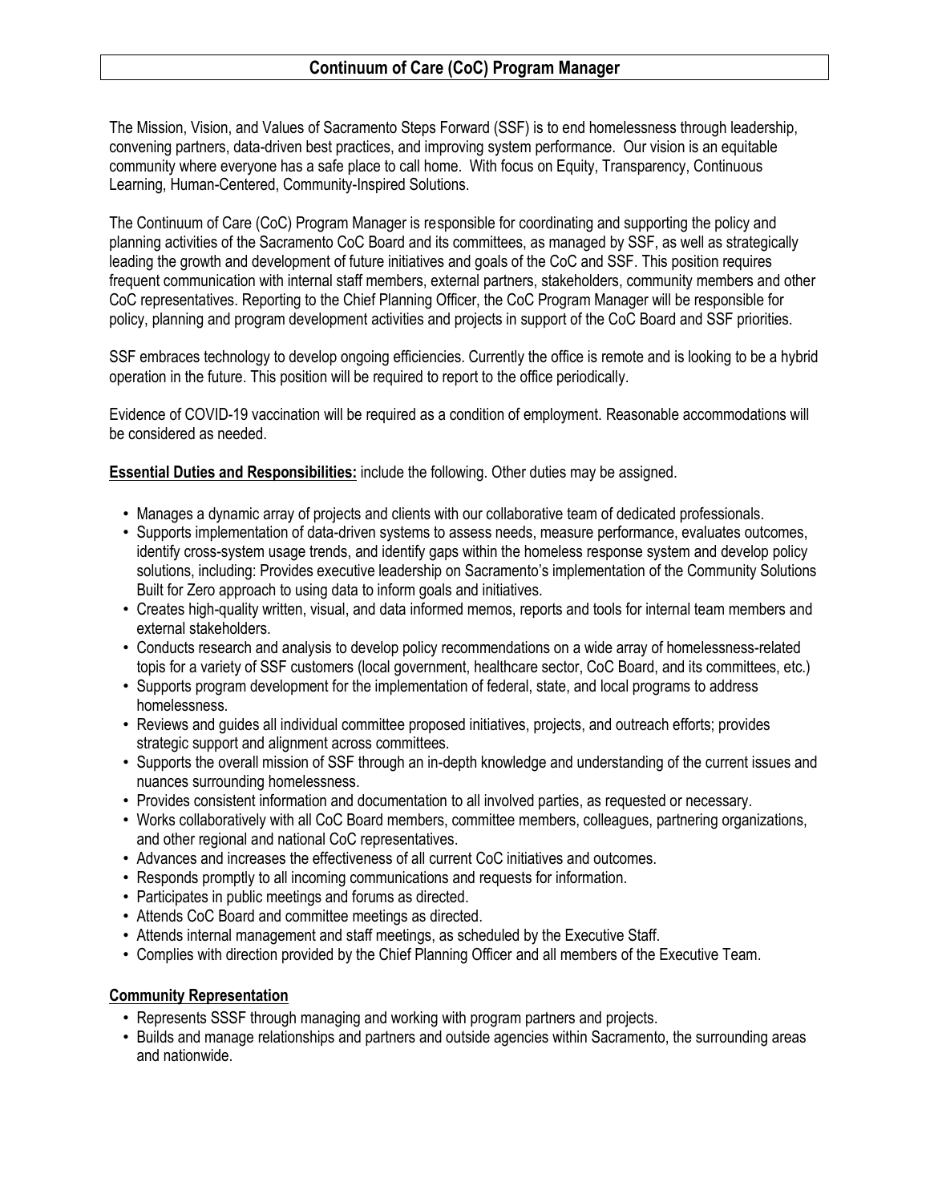# Continuum of Care (CoC) Program Manager

The Mission, Vision, and Values of Sacramento Steps Forward (SSF) is to end homelessness through leadership, convening partners, data-driven best practices, and improving system performance. Our vision is an equitable community where everyone has a safe place to call home. With focus on Equity, Transparency, Continuous Learning, Human-Centered, Community-Inspired Solutions.

The Continuum of Care (CoC) Program Manager is responsible for coordinating and supporting the policy and planning activities of the Sacramento CoC Board and its committees, as managed by SSF, as well as strategically leading the growth and development of future initiatives and goals of the CoC and SSF. This position requires frequent communication with internal staff members, external partners, stakeholders, community members and other CoC representatives. Reporting to the Chief Planning Officer, the CoC Program Manager will be responsible for policy, planning and program development activities and projects in support of the CoC Board and SSF priorities.

SSF embraces technology to develop ongoing efficiencies. Currently the office is remote and is looking to be a hybrid operation in the future. This position will be required to report to the office periodically.

Evidence of COVID-19 vaccination will be required as a condition of employment. Reasonable accommodations will be considered as needed.

**Essential Duties and Responsibilities:** include the following. Other duties may be assigned.

- Manages a dynamic array of projects and clients with our collaborative team of dedicated professionals.
- Supports implementation of data-driven systems to assess needs, measure performance, evaluates outcomes, identify cross-system usage trends, and identify gaps within the homeless response system and develop policy solutions, including: Provides executive leadership on Sacramento's implementation of the Community Solutions Built for Zero approach to using data to inform goals and initiatives.
- Creates high-quality written, visual, and data informed memos, reports and tools for internal team members and external stakeholders.
- Conducts research and analysis to develop policy recommendations on a wide array of homelessness-related topis for a variety of SSF customers (local government, healthcare sector, CoC Board, and its committees, etc.)
- Supports program development for the implementation of federal, state, and local programs to address homelessness.
- Reviews and guides all individual committee proposed initiatives, projects, and outreach efforts; provides strategic support and alignment across committees.
- Supports the overall mission of SSF through an in-depth knowledge and understanding of the current issues and nuances surrounding homelessness.
- Provides consistent information and documentation to all involved parties, as requested or necessary.
- Works collaboratively with all CoC Board members, committee members, colleagues, partnering organizations, and other regional and national CoC representatives.
- Advances and increases the effectiveness of all current CoC initiatives and outcomes.
- Responds promptly to all incoming communications and requests for information.
- Participates in public meetings and forums as directed.
- Attends CoC Board and committee meetings as directed.
- Attends internal management and staff meetings, as scheduled by the Executive Staff.
- Complies with direction provided by the Chief Planning Officer and all members of the Executive Team.

**Community Representation**

- Represents SSSF through managing and working with program partners and projects.
- Builds and manage relationships and partners and outside agencies within Sacramento, the surrounding areas and nationwide.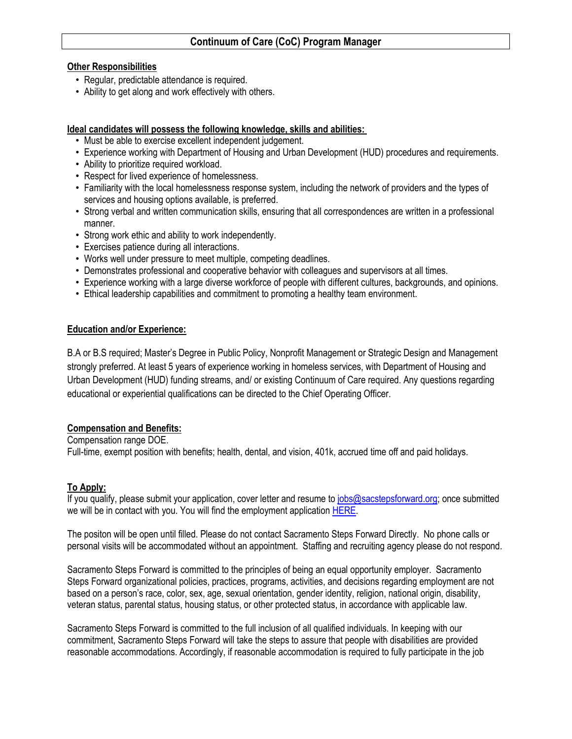**Other Responsibilities**

- Regular, predictable attendance is required.
- Ability to get along and work effectively with others.

**Ideal candidates will possess the following knowledge, skills and abilities:**

- Must be able to exercise excellent independent judgement.
- Experience working with Department of Housing and Urban Development (HUD) procedures and requirements.
- Ability to prioritize required workload.
- Respect for lived experience of homelessness.
- Familiarity with the local homelessness response system, including the network of providers and the types of services and housing options available, is preferred.
- Strong verbal and written communication skills, ensuring that all correspondences are written in a professional manner.
- Strong work ethic and ability to work independently.
- Exercises patience during all interactions.
- Works well under pressure to meet multiple, competing deadlines.
- Demonstrates professional and cooperative behavior with colleagues and supervisors at all times.
- Experience working with a large diverse workforce of people with different cultures, backgrounds, and opinions.
- Ethical leadership capabilities and commitment to promoting a healthy team environment.

**Education and/or Experience:**

B.A or B.S required; Master's Degree in Public Policy, Nonprofit Management or Strategic Design and Management strongly preferred. At least 5 years of experience working in homeless services, with Department of Housing and Urban Development (HUD) funding streams, and/ or existing Continuum of Care required. Any questions regarding educational or experiential qualifications can be directed to the Chief Operating Officer.

**Compensation and Benefits:**

Compensation range DOE.
Full-time, exempt position with benefits; health, dental, and vision, 401k, accrued time off and paid holidays.

**To Apply:**

If you qualify, please submit your application, cover letter and resume to jobs@sacstepsforward.org; once submitted we will be in contact with you. You will find the employment application HERE.

The positon will be open until filled. Please do not contact Sacramento Steps Forward Directly. No phone calls or personal visits will be accommodated without an appointment. Staffing and recruiting agency please do not respond.

Sacramento Steps Forward is committed to the principles of being an equal opportunity employer. Sacramento Steps Forward organizational policies, practices, programs, activities, and decisions regarding employment are not based on a person's race, color, sex, age, sexual orientation, gender identity, religion, national origin, disability, veteran status, parental status, housing status, or other protected status, in accordance with applicable law.

Sacramento Steps Forward is committed to the full inclusion of all qualified individuals. In keeping with our commitment, Sacramento Steps Forward will take the steps to assure that people with disabilities are provided reasonable accommodations. Accordingly, if reasonable accommodation is required to fully participate in the job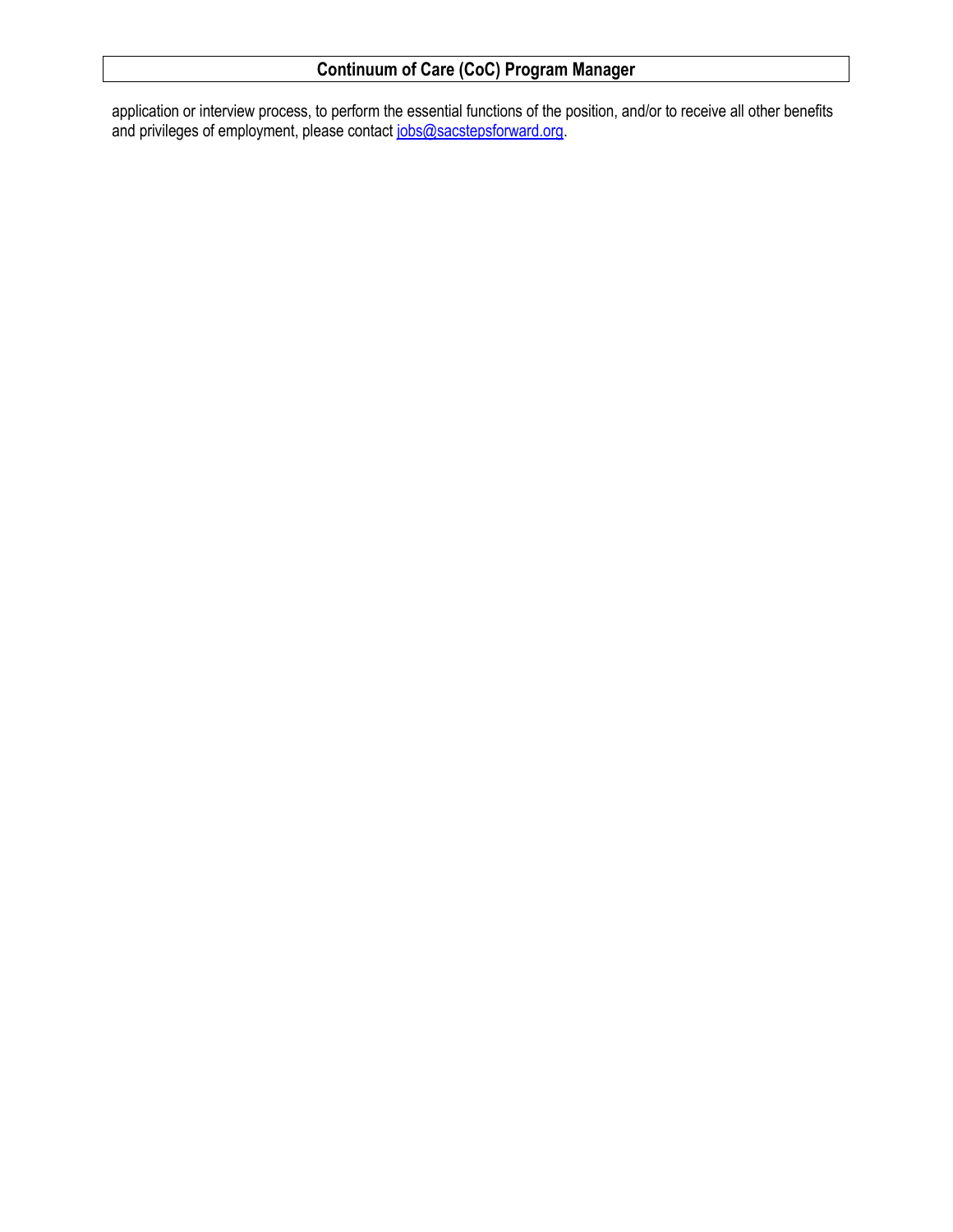application or interview process, to perform the essential functions of the position, and/or to receive all other benefits and privileges of employment, please contact jobs@sacstepsforward.org.